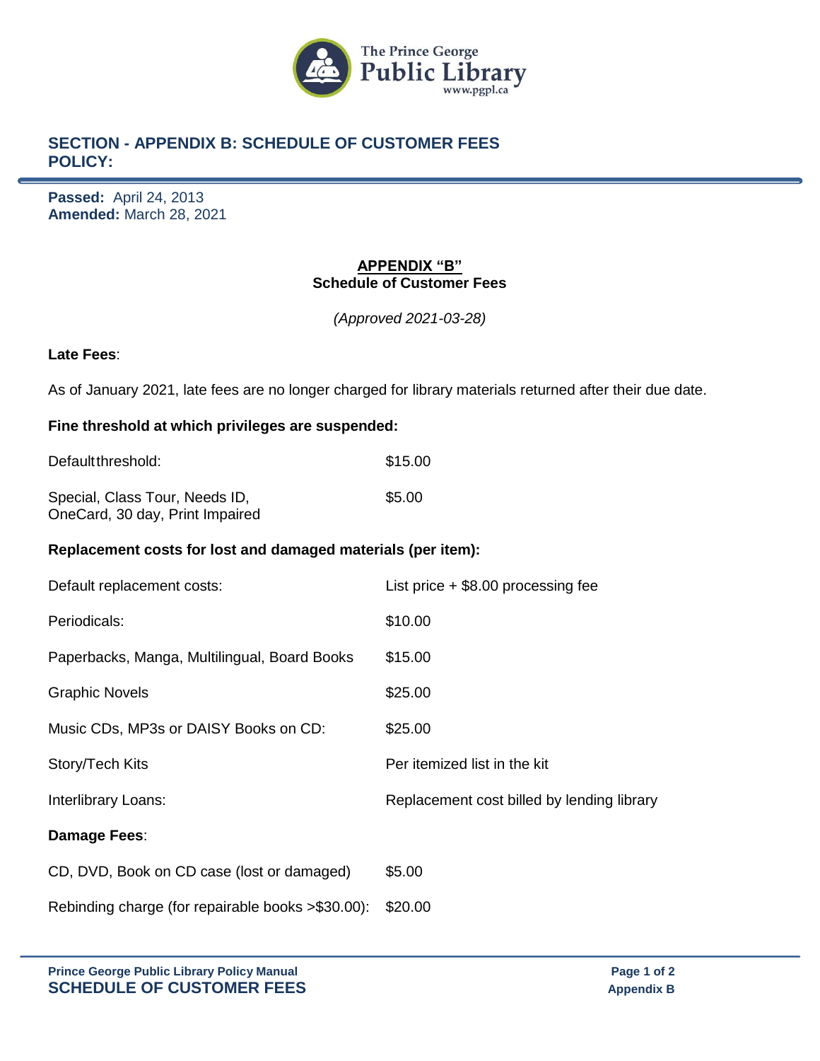## SECTION - APPENDIX B: SCHEDULE OF CUSTOMER FEES POLICY:

**Passed:** April 24, 2013
**Amended:** March 28, 2021

### APPENDIX "B"
### Schedule of Customer Fees

*(Approved 2021-03-28)*

**Late Fees**:

As of January 2021, late fees are no longer charged for library materials returned after their due date.

**Fine threshold at which privileges are suspended:**

| | |
|---|---|
| Default threshold: | $15.00 |
| Special, Class Tour, Needs ID, OneCard, 30 day, Print Impaired | $5.00 |

**Replacement costs for lost and damaged materials (per item):**

| | |
|---|---|
| Default replacement costs: | List price + $8.00 processing fee |
| Periodicals: | $10.00 |
| Paperbacks, Manga, Multilingual, Board Books | $15.00 |
| Graphic Novels | $25.00 |
| Music CDs, MP3s or DAISY Books on CD: | $25.00 |
| Story/Tech Kits | Per itemized list in the kit |
| Interlibrary Loans: | Replacement cost billed by lending library |

**Damage Fees**:

| | |
|---|---|
| CD, DVD, Book on CD case (lost or damaged) | $5.00 |
| Rebinding charge (for repairable books >$30.00): | $20.00 |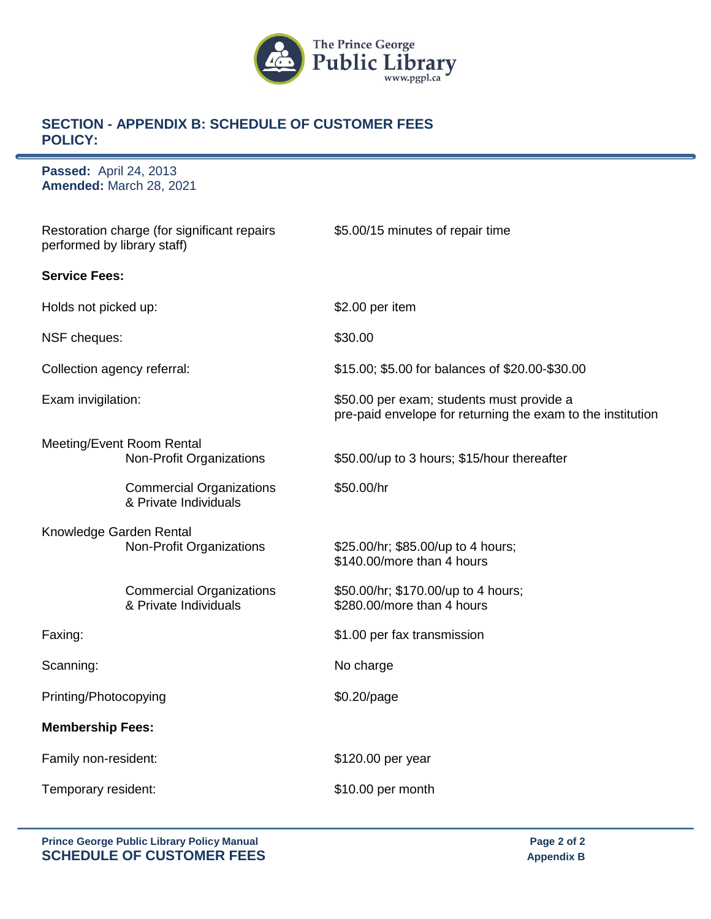## SECTION - APPENDIX B: SCHEDULE OF CUSTOMER FEES POLICY:

**Passed:** April 24, 2013
**Amended:** March 28, 2021

| | |
|---|---|
| Restoration charge (for significant repairs performed by library staff) | $5.00/15 minutes of repair time |
| **Service Fees:** | |
| Holds not picked up: | $2.00 per item |
| NSF cheques: | $30.00 |
| Collection agency referral: | $15.00; $5.00 for balances of $20.00-$30.00 |
| Exam invigilation: | $50.00 per exam; students must provide a pre-paid envelope for returning the exam to the institution |
| Meeting/Event Room Rental | |
| Non-Profit Organizations | $50.00/up to 3 hours; $15/hour thereafter |
| Commercial Organizations & Private Individuals | $50.00/hr |
| Knowledge Garden Rental | |
| Non-Profit Organizations | $25.00/hr; $85.00/up to 4 hours; $140.00/more than 4 hours |
| Commercial Organizations & Private Individuals | $50.00/hr; $170.00/up to 4 hours; $280.00/more than 4 hours |
| Faxing: | $1.00 per fax transmission |
| Scanning: | No charge |
| Printing/Photocopying | $0.20/page |
| **Membership Fees:** | |
| Family non-resident: | $120.00 per year |
| Temporary resident: | $10.00 per month |